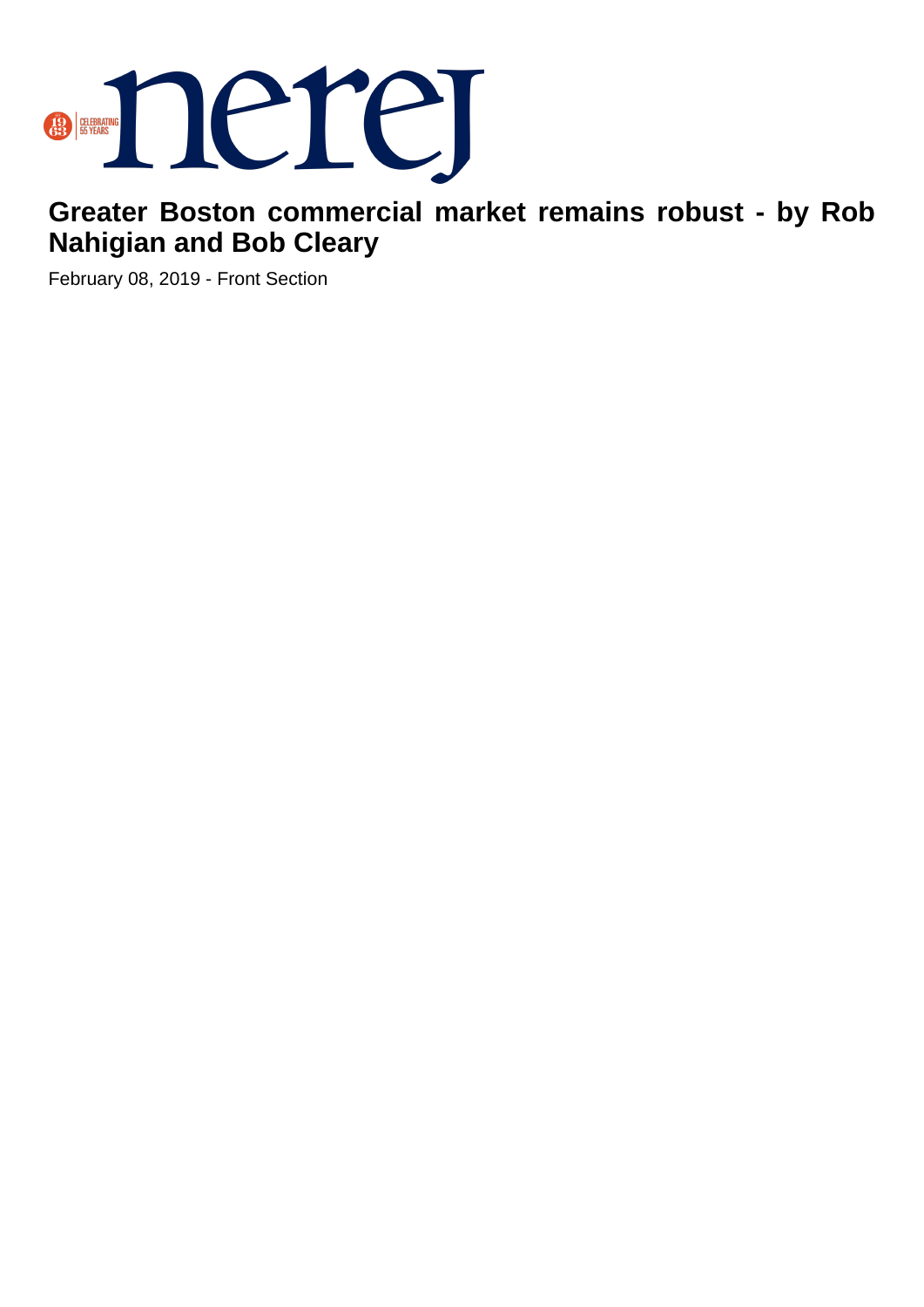# Greater Boston commercial market remains robust - by Rob Nahigian and Bob Cleary

February 08, 2019 - Front Section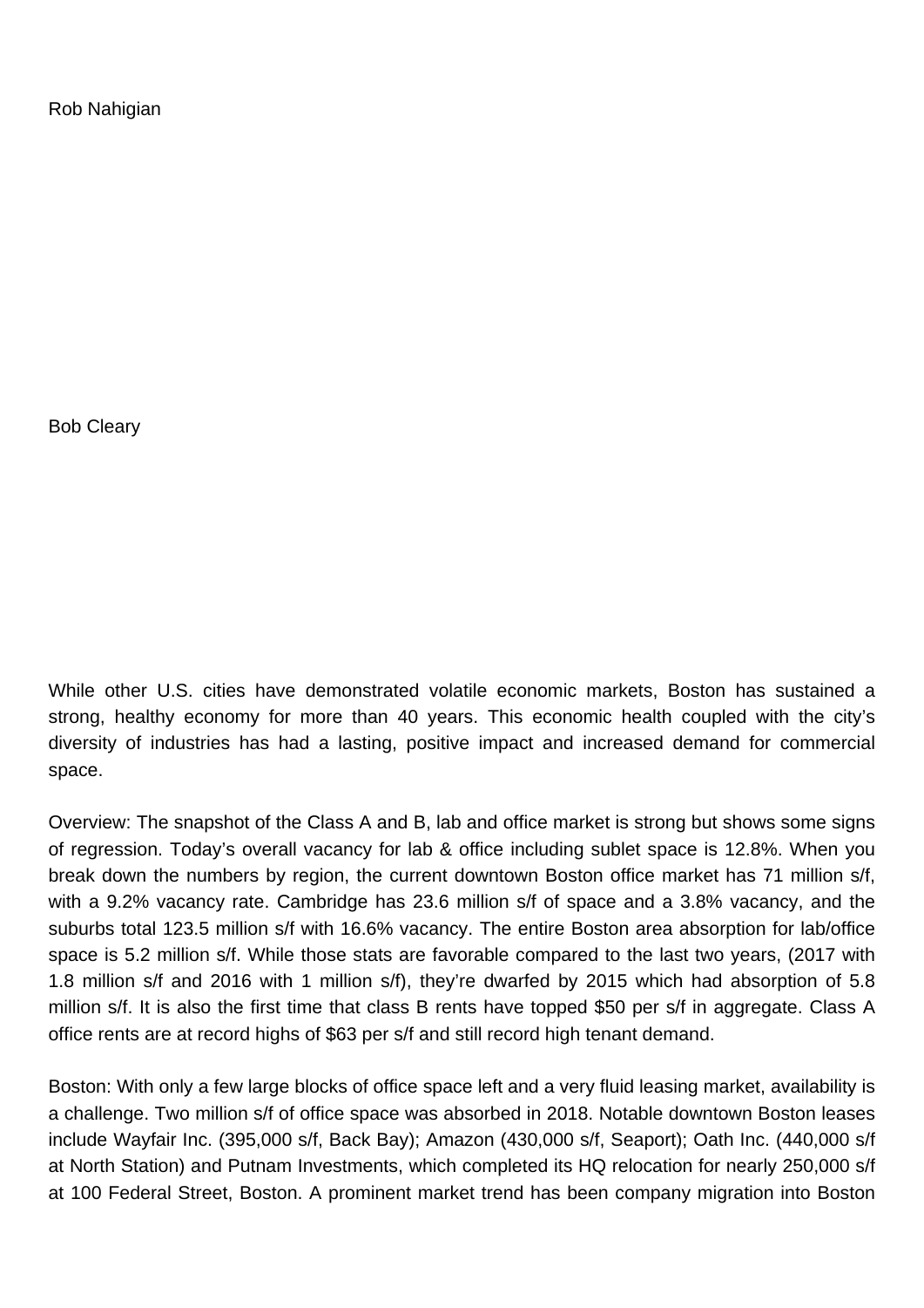Rob Nahigian

Bob Cleary

While other U.S. cities have demonstrated volatile economic markets, Boston has sustained a strong, healthy economy for more than 40 years. This economic health coupled with the city's diversity of industries has had a lasting, positive impact and increased demand for commercial space.

Overview: The snapshot of the Class A and B, lab and office market is strong but shows some signs of regression. Today's overall vacancy for lab & office including sublet space is 12.8%. When you break down the numbers by region, the current downtown Boston office market has 71 million s/f, with a 9.2% vacancy rate. Cambridge has 23.6 million s/f of space and a 3.8% vacancy, and the suburbs total 123.5 million s/f with 16.6% vacancy. The entire Boston area absorption for lab/office space is 5.2 million s/f. While those stats are favorable compared to the last two years, (2017 with 1.8 million s/f and 2016 with 1 million s/f), they're dwarfed by 2015 which had absorption of 5.8 million s/f. It is also the first time that class B rents have topped $50 per s/f in aggregate. Class A office rents are at record highs of $63 per s/f and still record high tenant demand.

Boston: With only a few large blocks of office space left and a very fluid leasing market, availability is a challenge. Two million s/f of office space was absorbed in 2018. Notable downtown Boston leases include Wayfair Inc. (395,000 s/f, Back Bay); Amazon (430,000 s/f, Seaport); Oath Inc. (440,000 s/f at North Station) and Putnam Investments, which completed its HQ relocation for nearly 250,000 s/f at 100 Federal Street, Boston. A prominent market trend has been company migration into Boston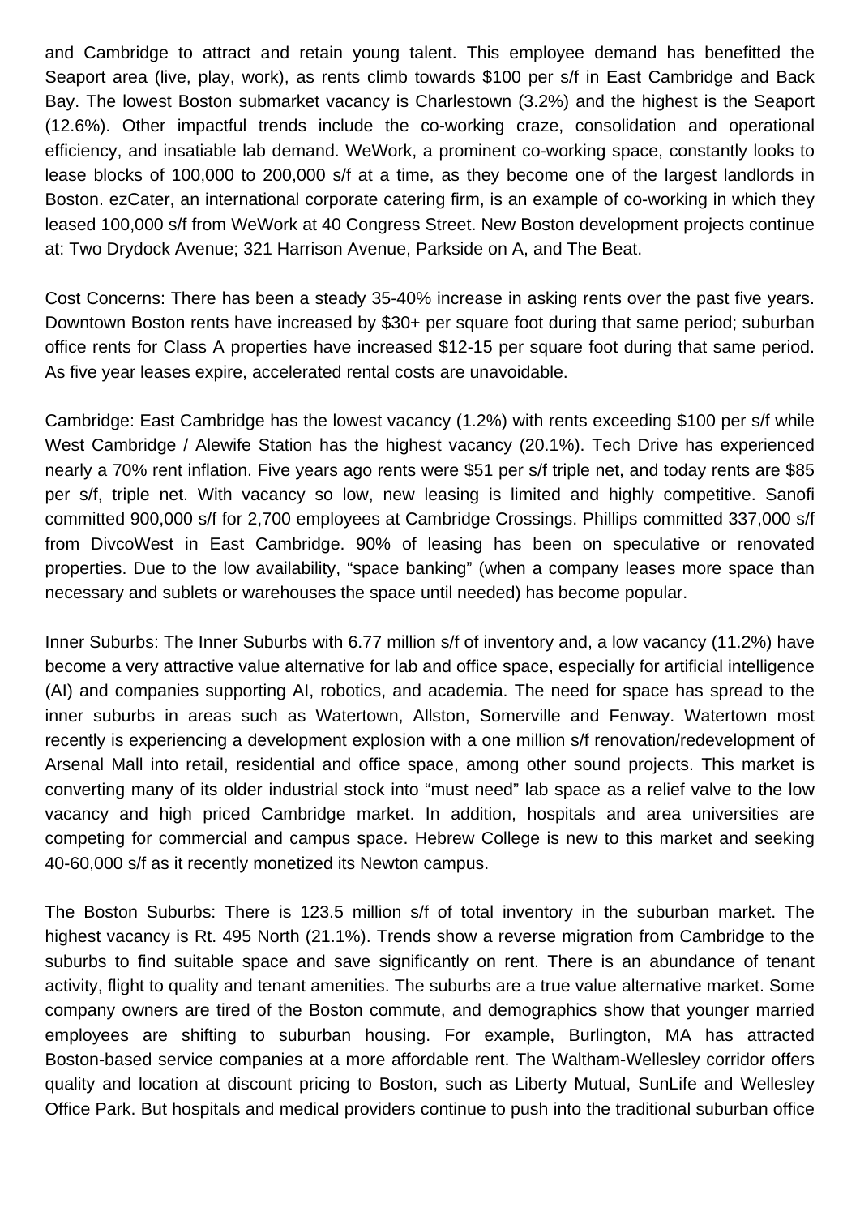and Cambridge to attract and retain young talent. This employee demand has benefitted the Seaport area (live, play, work), as rents climb towards $100 per s/f in East Cambridge and Back Bay. The lowest Boston submarket vacancy is Charlestown (3.2%) and the highest is the Seaport (12.6%). Other impactful trends include the co-working craze, consolidation and operational efficiency, and insatiable lab demand. WeWork, a prominent co-working space, constantly looks to lease blocks of 100,000 to 200,000 s/f at a time, as they become one of the largest landlords in Boston. ezCater, an international corporate catering firm, is an example of co-working in which they leased 100,000 s/f from WeWork at 40 Congress Street. New Boston development projects continue at: Two Drydock Avenue; 321 Harrison Avenue, Parkside on A, and The Beat.

Cost Concerns: There has been a steady 35-40% increase in asking rents over the past five years. Downtown Boston rents have increased by $30+ per square foot during that same period; suburban office rents for Class A properties have increased $12-15 per square foot during that same period. As five year leases expire, accelerated rental costs are unavoidable.

Cambridge: East Cambridge has the lowest vacancy (1.2%) with rents exceeding $100 per s/f while West Cambridge / Alewife Station has the highest vacancy (20.1%). Tech Drive has experienced nearly a 70% rent inflation. Five years ago rents were $51 per s/f triple net, and today rents are $85 per s/f, triple net. With vacancy so low, new leasing is limited and highly competitive. Sanofi committed 900,000 s/f for 2,700 employees at Cambridge Crossings. Phillips committed 337,000 s/f from DivcoWest in East Cambridge. 90% of leasing has been on speculative or renovated properties. Due to the low availability, "space banking" (when a company leases more space than necessary and sublets or warehouses the space until needed) has become popular.

Inner Suburbs: The Inner Suburbs with 6.77 million s/f of inventory and, a low vacancy (11.2%) have become a very attractive value alternative for lab and office space, especially for artificial intelligence (AI) and companies supporting AI, robotics, and academia. The need for space has spread to the inner suburbs in areas such as Watertown, Allston, Somerville and Fenway. Watertown most recently is experiencing a development explosion with a one million s/f renovation/redevelopment of Arsenal Mall into retail, residential and office space, among other sound projects. This market is converting many of its older industrial stock into "must need" lab space as a relief valve to the low vacancy and high priced Cambridge market. In addition, hospitals and area universities are competing for commercial and campus space. Hebrew College is new to this market and seeking 40-60,000 s/f as it recently monetized its Newton campus.

The Boston Suburbs: There is 123.5 million s/f of total inventory in the suburban market. The highest vacancy is Rt. 495 North (21.1%). Trends show a reverse migration from Cambridge to the suburbs to find suitable space and save significantly on rent. There is an abundance of tenant activity, flight to quality and tenant amenities. The suburbs are a true value alternative market. Some company owners are tired of the Boston commute, and demographics show that younger married employees are shifting to suburban housing. For example, Burlington, MA has attracted Boston-based service companies at a more affordable rent. The Waltham-Wellesley corridor offers quality and location at discount pricing to Boston, such as Liberty Mutual, SunLife and Wellesley Office Park. But hospitals and medical providers continue to push into the traditional suburban office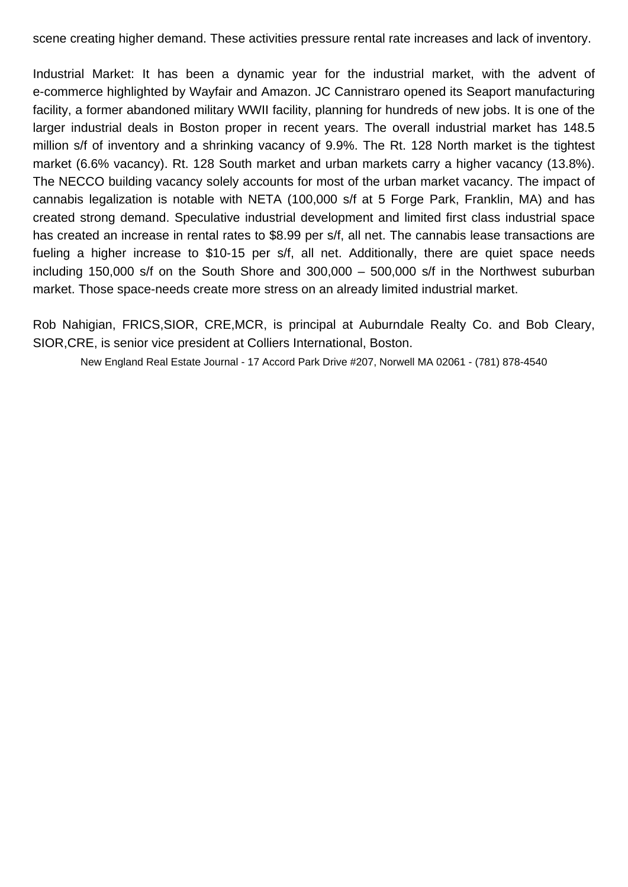scene creating higher demand. These activities pressure rental rate increases and lack of inventory.

Industrial Market: It has been a dynamic year for the industrial market, with the advent of e-commerce highlighted by Wayfair and Amazon. JC Cannistraro opened its Seaport manufacturing facility, a former abandoned military WWII facility, planning for hundreds of new jobs. It is one of the larger industrial deals in Boston proper in recent years. The overall industrial market has 148.5 million s/f of inventory and a shrinking vacancy of 9.9%. The Rt. 128 North market is the tightest market (6.6% vacancy). Rt. 128 South market and urban markets carry a higher vacancy (13.8%). The NECCO building vacancy solely accounts for most of the urban market vacancy. The impact of cannabis legalization is notable with NETA (100,000 s/f at 5 Forge Park, Franklin, MA) and has created strong demand. Speculative industrial development and limited first class industrial space has created an increase in rental rates to $8.99 per s/f, all net. The cannabis lease transactions are fueling a higher increase to $10-15 per s/f, all net. Additionally, there are quiet space needs including 150,000 s/f on the South Shore and 300,000 – 500,000 s/f in the Northwest suburban market. Those space-needs create more stress on an already limited industrial market.

Rob Nahigian, FRICS,SIOR, CRE,MCR, is principal at Auburndale Realty Co. and Bob Cleary, SIOR,CRE, is senior vice president at Colliers International, Boston.

New England Real Estate Journal - 17 Accord Park Drive #207, Norwell MA 02061 - (781) 878-4540